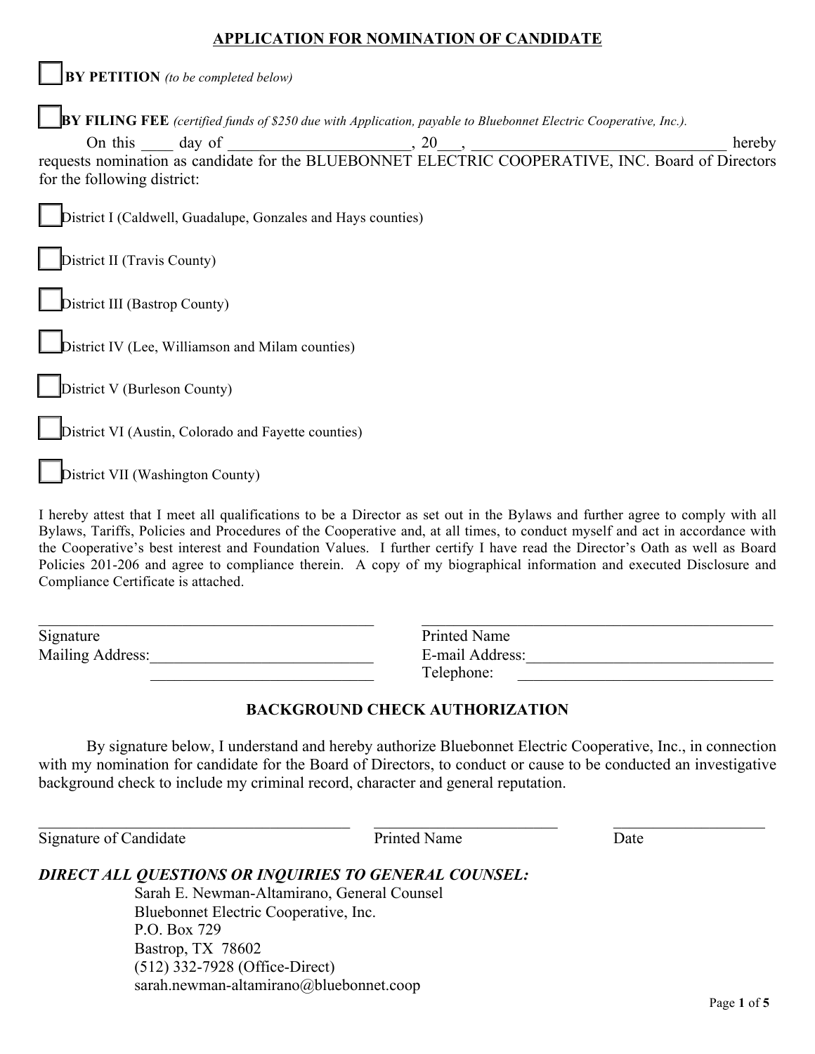## APPLICATION FOR NOMINATION OF CANDIDATE

☐ **BY PETITION** *(to be completed below)*

☐ **BY FILING FEE** *(certified funds of $250 due with Application, payable to Bluebonnet Electric Cooperative, Inc.).*

On this ____ day of ______________________, 20___, ________________________________ hereby requests nomination as candidate for the BLUEBONNET ELECTRIC COOPERATIVE, INC. Board of Directors for the following district:

☐ District I (Caldwell, Guadalupe, Gonzales and Hays counties)

☐ District II (Travis County)

☐ District III (Bastrop County)

☐ District IV (Lee, Williamson and Milam counties)

☐ District V (Burleson County)

☐ District VI (Austin, Colorado and Fayette counties)

☐ District VII (Washington County)

I hereby attest that I meet all qualifications to be a Director as set out in the Bylaws and further agree to comply with all Bylaws, Tariffs, Policies and Procedures of the Cooperative and, at all times, to conduct myself and act in accordance with the Cooperative's best interest and Foundation Values. I further certify I have read the Director's Oath as well as Board Policies 201-206 and agree to compliance therein. A copy of my biographical information and executed Disclosure and Compliance Certificate is attached.

_________________________________________ _________________________________________

Signature Printed Name

Mailing Address:___________________________ E-mail Address:_______________________________

___________________________ Telephone: _______________________________

### BACKGROUND CHECK AUTHORIZATION

By signature below, I understand and hereby authorize Bluebonnet Electric Cooperative, Inc., in connection with my nomination for candidate for the Board of Directors, to conduct or cause to be conducted an investigative background check to include my criminal record, character and general reputation.

_______________________________________ ________________________ ___________________

Signature of Candidate Printed Name Date

***DIRECT ALL QUESTIONS OR INQUIRIES TO GENERAL COUNSEL:***

Sarah E. Newman-Altamirano, General Counsel
Bluebonnet Electric Cooperative, Inc.
P.O. Box 729
Bastrop, TX 78602
(512) 332-7928 (Office-Direct)
sarah.newman-altamirano@bluebonnet.coop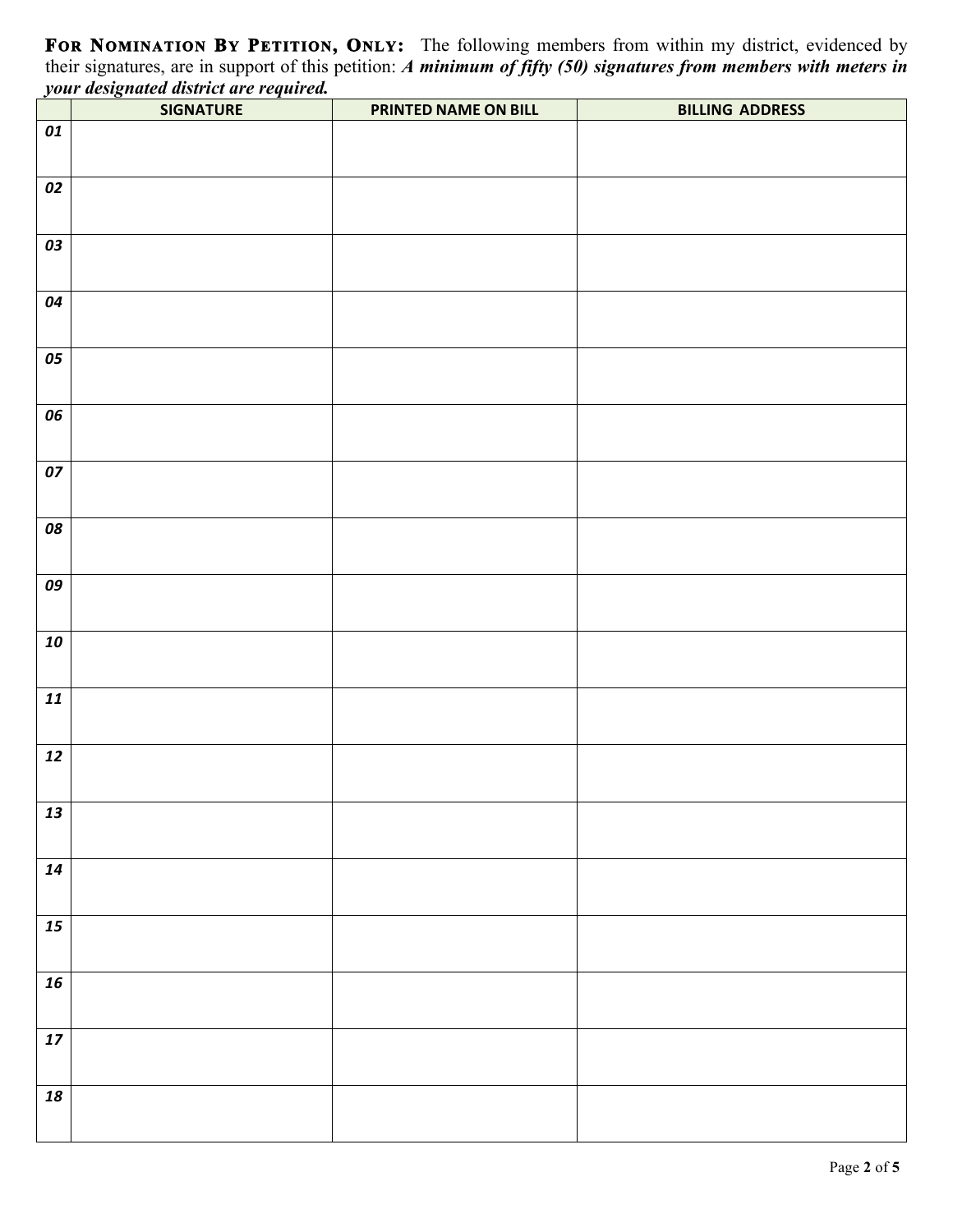**For Nomination By Petition, Only:** The following members from within my district, evidenced by their signatures, are in support of this petition: ***A minimum of fifty (50) signatures from members with meters in your designated district are required.***

| | SIGNATURE | PRINTED NAME ON BILL | BILLING ADDRESS |
|---|---|---|---|
| 01 | | | |
| 02 | | | |
| 03 | | | |
| 04 | | | |
| 05 | | | |
| 06 | | | |
| 07 | | | |
| 08 | | | |
| 09 | | | |
| 10 | | | |
| 11 | | | |
| 12 | | | |
| 13 | | | |
| 14 | | | |
| 15 | | | |
| 16 | | | |
| 17 | | | |
| 18 | | | |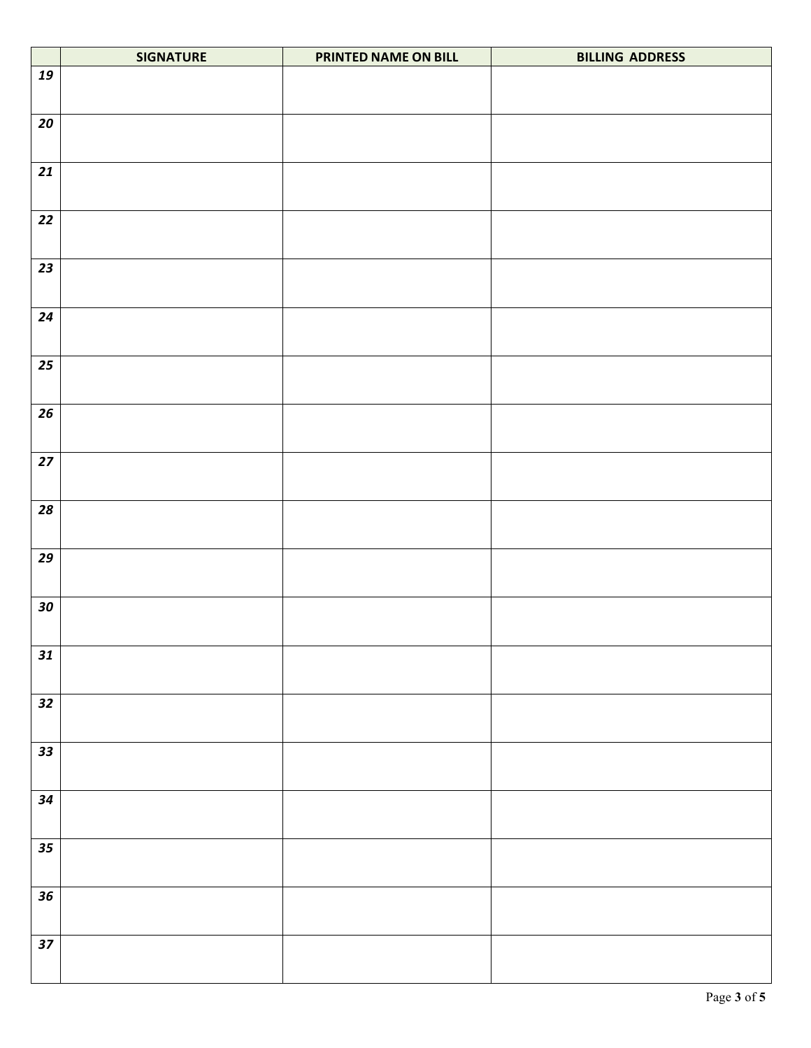| | SIGNATURE | PRINTED NAME ON BILL | BILLING ADDRESS |
|---|---|---|---|
| *19* | | | |
| *20* | | | |
| *21* | | | |
| *22* | | | |
| *23* | | | |
| *24* | | | |
| *25* | | | |
| *26* | | | |
| *27* | | | |
| *28* | | | |
| *29* | | | |
| *30* | | | |
| *31* | | | |
| *32* | | | |
| *33* | | | |
| *34* | | | |
| *35* | | | |
| *36* | | | |
| *37* | | | |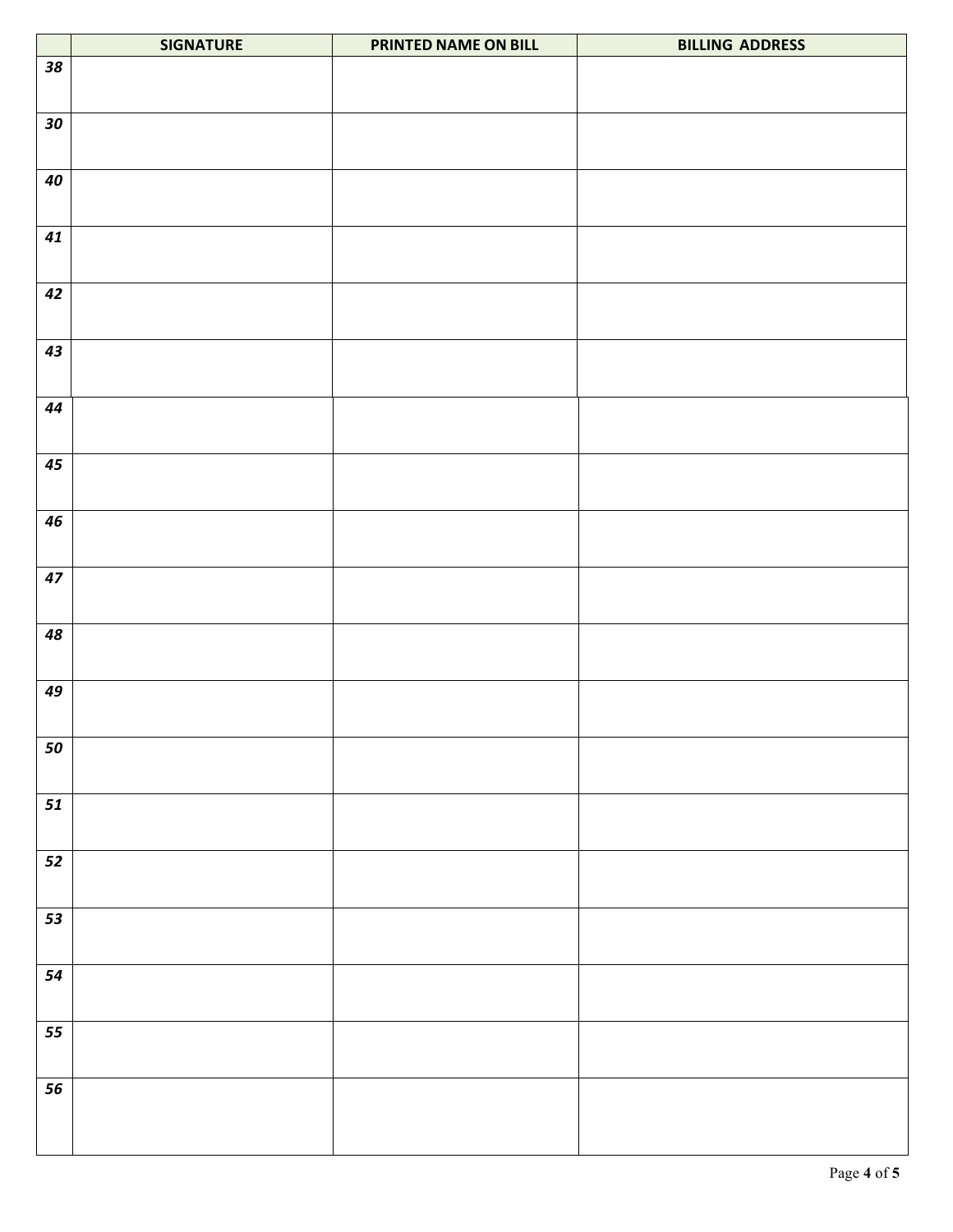| | SIGNATURE | PRINTED NAME ON BILL | BILLING ADDRESS |
|---|---|---|---|
| ***38*** | | | |
| ***30*** | | | |
| ***40*** | | | |
| ***41*** | | | |
| ***42*** | | | |
| ***43*** | | | |
| ***44*** | | | |
| ***45*** | | | |
| ***46*** | | | |
| ***47*** | | | |
| ***48*** | | | |
| ***49*** | | | |
| ***50*** | | | |
| ***51*** | | | |
| ***52*** | | | |
| ***53*** | | | |
| ***54*** | | | |
| ***55*** | | | |
| ***56*** | | | |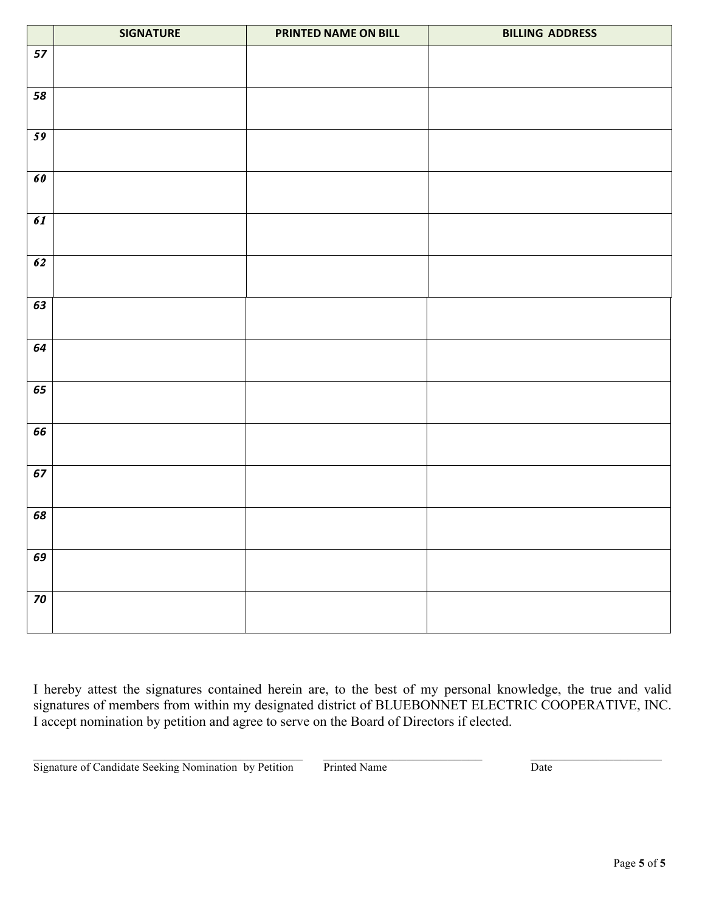| | SIGNATURE | PRINTED NAME ON BILL | BILLING ADDRESS |
|---|---|---|---|
| *57* | | | |
| *58* | | | |
| *59* | | | |
| *60* | | | |
| *61* | | | |
| *62* | | | |
| *63* | | | |
| *64* | | | |
| *65* | | | |
| *66* | | | |
| *67* | | | |
| *68* | | | |
| *69* | | | |
| *70* | | | |

I hereby attest the signatures contained herein are, to the best of my personal knowledge, the true and valid signatures of members from within my designated district of BLUEBONNET ELECTRIC COOPERATIVE, INC. I accept nomination by petition and agree to serve on the Board of Directors if elected.

| ______________________________ | ______________________ | __________________ |
|---|---|---|
| Signature of Candidate Seeking Nomination by Petition | Printed Name | Date |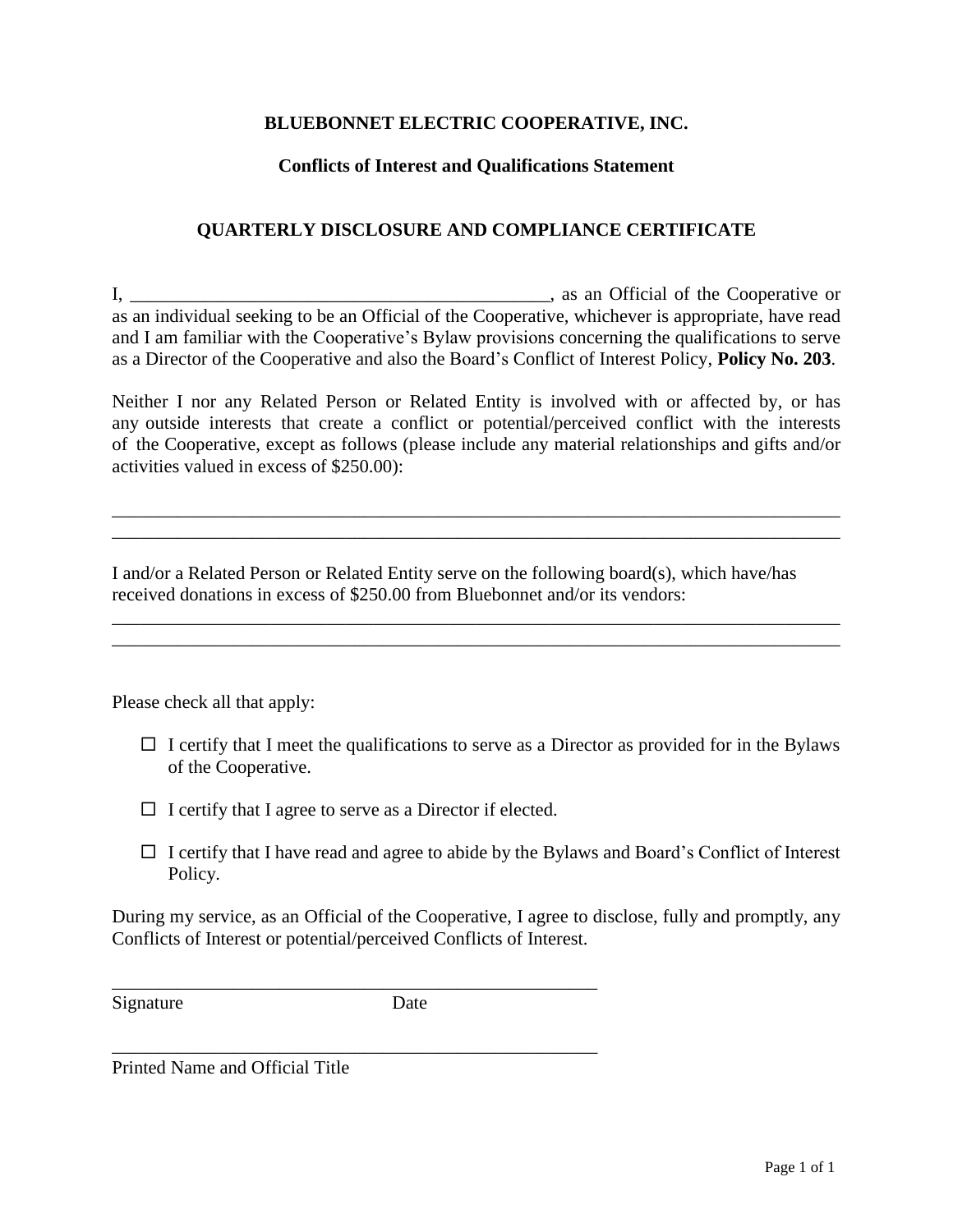**BLUEBONNET ELECTRIC COOPERATIVE, INC.**

**Conflicts of Interest and Qualifications Statement**

**QUARTERLY DISCLOSURE AND COMPLIANCE CERTIFICATE**

I, ____________________________________________, as an Official of the Cooperative or as an individual seeking to be an Official of the Cooperative, whichever is appropriate, have read and I am familiar with the Cooperative's Bylaw provisions concerning the qualifications to serve as a Director of the Cooperative and also the Board's Conflict of Interest Policy, **Policy No. 203**.

Neither I nor any Related Person or Related Entity is involved with or affected by, or has any outside interests that create a conflict or potential/perceived conflict with the interests of the Cooperative, except as follows (please include any material relationships and gifts and/or activities valued in excess of $250.00):

_______________________________________________________________________________

_______________________________________________________________________________

I and/or a Related Person or Related Entity serve on the following board(s), which have/has received donations in excess of $250.00 from Bluebonnet and/or its vendors:

_______________________________________________________________________________

_______________________________________________________________________________

Please check all that apply:

- ☐ I certify that I meet the qualifications to serve as a Director as provided for in the Bylaws of the Cooperative.
- ☐ I certify that I agree to serve as a Director if elected.
- ☐ I certify that I have read and agree to abide by the Bylaws and Board's Conflict of Interest Policy.

During my service, as an Official of the Cooperative, I agree to disclose, fully and promptly, any Conflicts of Interest or potential/perceived Conflicts of Interest.

_____________________________________________________

Signature                                        Date

_____________________________________________________

Printed Name and Official Title